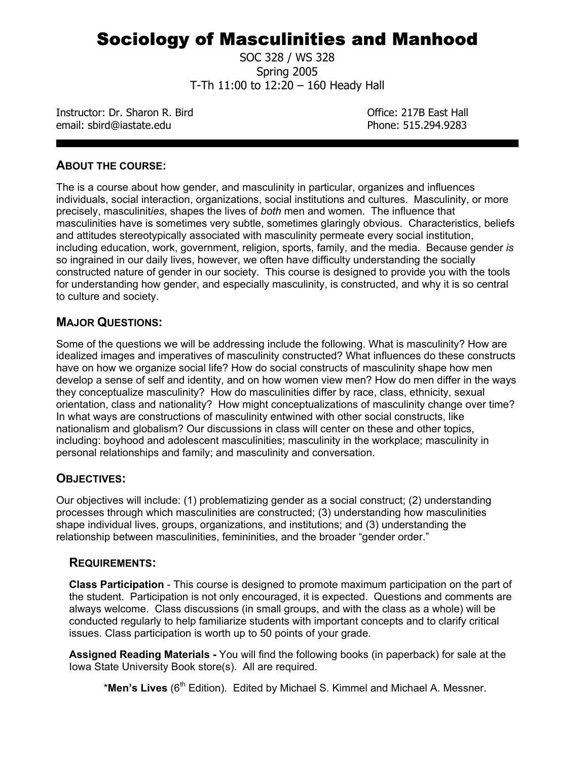# Sociology of Masculinities and Manhood

SOC 328 / WS 328
Spring 2005
T-Th 11:00 to 12:20 – 160 Heady Hall

Instructor: Dr. Sharon R. Bird
email: sbird@iastate.edu

Office: 217B East Hall
Phone: 515.294.9283

---

## ABOUT THE COURSE:

The is a course about how gender, and masculinity in particular, organizes and influences individuals, social interaction, organizations, social institutions and cultures. Masculinity, or more precisely, masculinit*ies*, shapes the lives of *both* men and women. The influence that masculinities have is sometimes very subtle, sometimes glaringly obvious. Characteristics, beliefs and attitudes stereotypically associated with masculinity permeate every social institution, including education, work, government, religion, sports, family, and the media. Because gender *is* so ingrained in our daily lives, however, we often have difficulty understanding the socially constructed nature of gender in our society. This course is designed to provide you with the tools for understanding how gender, and especially masculinity, is constructed, and why it is so central to culture and society.

## MAJOR QUESTIONS:

Some of the questions we will be addressing include the following. What is masculinity? How are idealized images and imperatives of masculinity constructed? What influences do these constructs have on how we organize social life? How do social constructs of masculinity shape how men develop a sense of self and identity, and on how women view men? How do men differ in the ways they conceptualize masculinity? How do masculinities differ by race, class, ethnicity, sexual orientation, class and nationality? How might conceptualizations of masculinity change over time? In what ways are constructions of masculinity entwined with other social constructs, like nationalism and globalism? Our discussions in class will center on these and other topics, including: boyhood and adolescent masculinities; masculinity in the workplace; masculinity in personal relationships and family; and masculinity and conversation.

## OBJECTIVES:

Our objectives will include: (1) problematizing gender as a social construct; (2) understanding processes through which masculinities are constructed; (3) understanding how masculinities shape individual lives, groups, organizations, and institutions; and (3) understanding the relationship between masculinities, femininities, and the broader "gender order."

## REQUIREMENTS:

**Class Participation** - This course is designed to promote maximum participation on the part of the student. Participation is not only encouraged, it is expected. Questions and comments are always welcome. Class discussions (in small groups, and with the class as a whole) will be conducted regularly to help familiarize students with important concepts and to clarify critical issues. Class participation is worth up to 50 points of your grade.

**Assigned Reading Materials -** You will find the following books (in paperback) for sale at the Iowa State University Book store(s). All are required.

*__Men's Lives__ (6th Edition). Edited by Michael S. Kimmel and Michael A. Messner.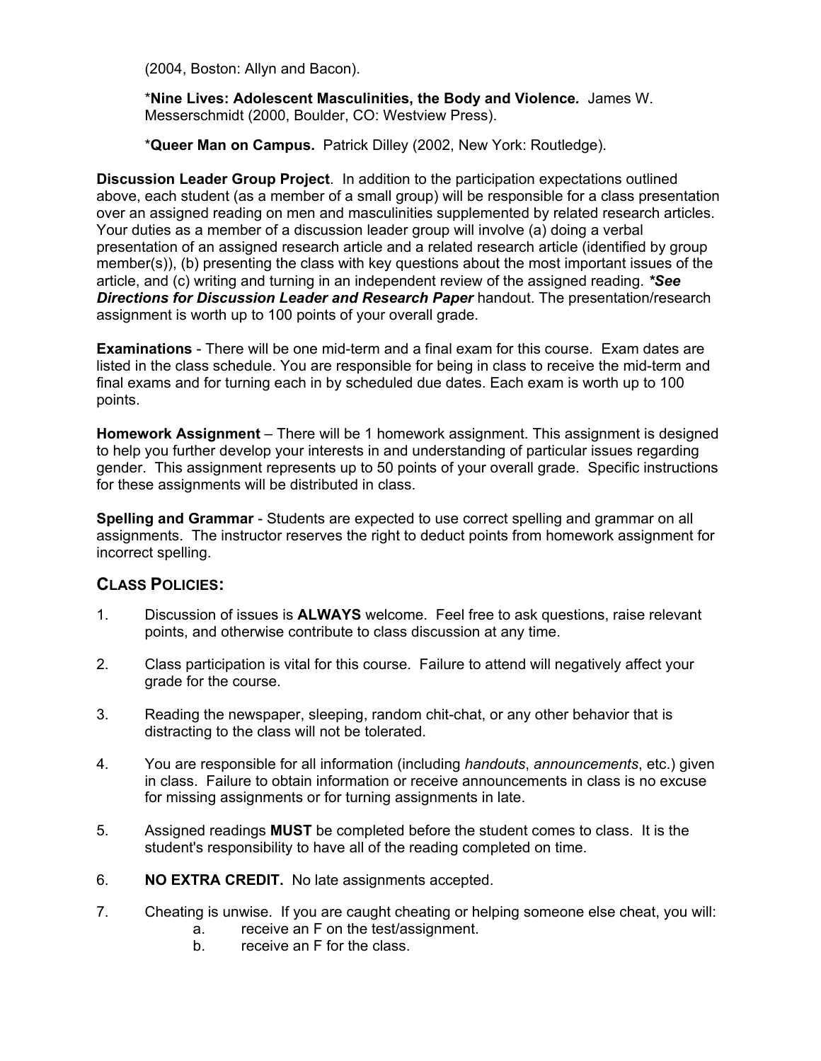(2004, Boston: Allyn and Bacon).

*Nine Lives: Adolescent Masculinities, the Body and Violence.* James W. Messerschmidt (2000, Boulder, CO: Westview Press).

*Queer Man on Campus.** Patrick Dilley (2002, New York: Routledge).

**Discussion Leader Group Project**. In addition to the participation expectations outlined above, each student (as a member of a small group) will be responsible for a class presentation over an assigned reading on men and masculinities supplemented by related research articles. Your duties as a member of a discussion leader group will involve (a) doing a verbal presentation of an assigned research article and a related research article (identified by group member(s)), (b) presenting the class with key questions about the most important issues of the article, and (c) writing and turning in an independent review of the assigned reading. ***See Directions for Discussion Leader and Research Paper** handout. The presentation/research assignment is worth up to 100 points of your overall grade.

**Examinations** - There will be one mid-term and a final exam for this course. Exam dates are listed in the class schedule. You are responsible for being in class to receive the mid-term and final exams and for turning each in by scheduled due dates. Each exam is worth up to 100 points.

**Homework Assignment** – There will be 1 homework assignment. This assignment is designed to help you further develop your interests in and understanding of particular issues regarding gender. This assignment represents up to 50 points of your overall grade. Specific instructions for these assignments will be distributed in class.

**Spelling and Grammar** - Students are expected to use correct spelling and grammar on all assignments. The instructor reserves the right to deduct points from homework assignment for incorrect spelling.

## CLASS POLICIES:

1. Discussion of issues is **ALWAYS** welcome. Feel free to ask questions, raise relevant points, and otherwise contribute to class discussion at any time.

2. Class participation is vital for this course. Failure to attend will negatively affect your grade for the course.

3. Reading the newspaper, sleeping, random chit-chat, or any other behavior that is distracting to the class will not be tolerated.

4. You are responsible for all information (including *handouts*, *announcements*, etc.) given in class. Failure to obtain information or receive announcements in class is no excuse for missing assignments or for turning assignments in late.

5. Assigned readings **MUST** be completed before the student comes to class. It is the student's responsibility to have all of the reading completed on time.

6. **NO EXTRA CREDIT.** No late assignments accepted.

7. Cheating is unwise. If you are caught cheating or helping someone else cheat, you will:
    a. receive an F on the test/assignment.
    b. receive an F for the class.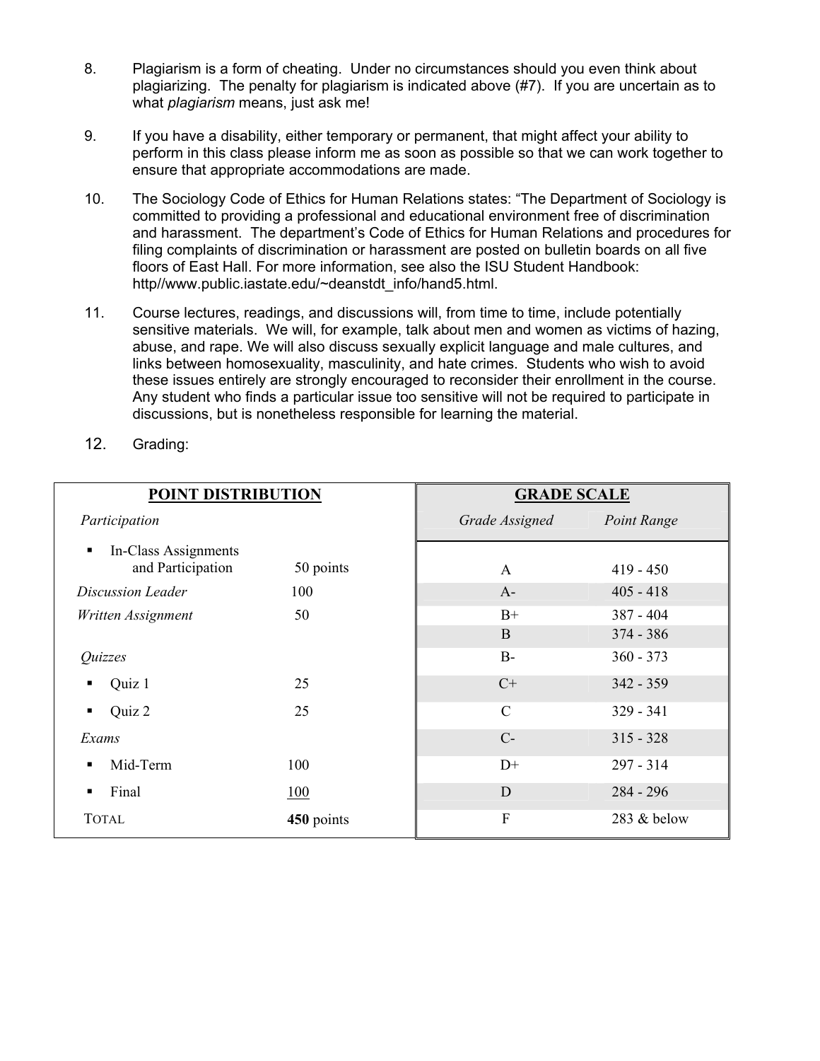8. Plagiarism is a form of cheating. Under no circumstances should you even think about plagiarizing. The penalty for plagiarism is indicated above (#7). If you are uncertain as to what *plagiarism* means, just ask me!

9. If you have a disability, either temporary or permanent, that might affect your ability to perform in this class please inform me as soon as possible so that we can work together to ensure that appropriate accommodations are made.

10. The Sociology Code of Ethics for Human Relations states: "The Department of Sociology is committed to providing a professional and educational environment free of discrimination and harassment. The department's Code of Ethics for Human Relations and procedures for filing complaints of discrimination or harassment are posted on bulletin boards on all five floors of East Hall. For more information, see also the ISU Student Handbook: http//www.public.iastate.edu/~deanstdt_info/hand5.html.

11. Course lectures, readings, and discussions will, from time to time, include potentially sensitive materials. We will, for example, talk about men and women as victims of hazing, abuse, and rape. We will also discuss sexually explicit language and male cultures, and links between homosexuality, masculinity, and hate crimes. Students who wish to avoid these issues entirely are strongly encouraged to reconsider their enrollment in the course. Any student who finds a particular issue too sensitive will not be required to participate in discussions, but is nonetheless responsible for learning the material.

12. Grading:

| **POINT DISTRIBUTION** | | **GRADE SCALE** | |
|---|---|---|---|
| *Participation* | | *Grade Assigned* | *Point Range* |
| ▪ In-Class Assignments and Participation | 50 points | A | 419 - 450 |
| *Discussion Leader* | 100 | A- | 405 - 418 |
| *Written Assignment* | 50 | B+ | 387 - 404 |
| | | B | 374 - 386 |
| *Quizzes* | | B- | 360 - 373 |
| ▪ Quiz 1 | 25 | C+ | 342 - 359 |
| ▪ Quiz 2 | 25 | C | 329 - 341 |
| *Exams* | | C- | 315 - 328 |
| ▪ Mid-Term | 100 | D+ | 297 - 314 |
| ▪ Final | 100 | D | 284 - 296 |
| TOTAL | **450** points | F | 283 & below |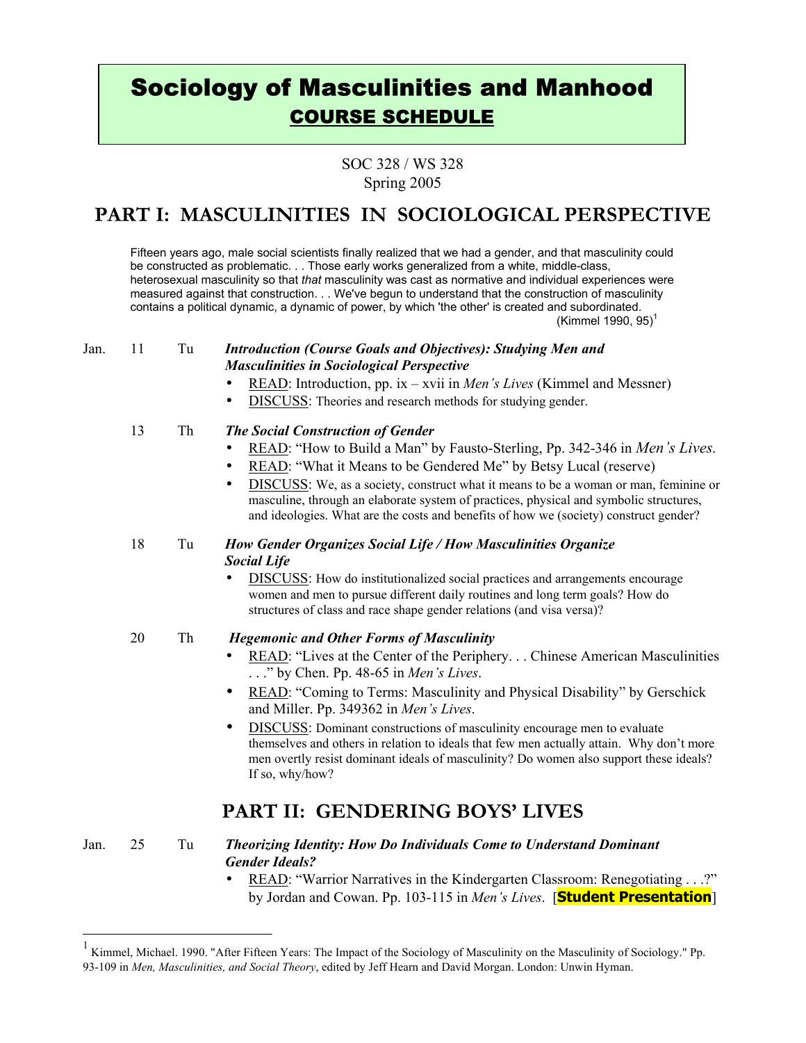# Sociology of Masculinities and Manhood

## COURSE SCHEDULE

SOC 328 / WS 328
Spring 2005

# PART I: MASCULINITIES IN SOCIOLOGICAL PERSPECTIVE

> Fifteen years ago, male social scientists finally realized that we had a gender, and that masculinity could be constructed as problematic. . . Those early works generalized from a white, middle-class, heterosexual masculinity so that *that* masculinity was cast as normative and individual experiences were measured against that construction. . . We've begun to understand that the construction of masculinity contains a political dynamic, a dynamic of power, by which 'the other' is created and subordinated.
>
> (Kimmel 1990, 95)[1]

**Jan. 11 Tu** — ***Introduction (Course Goals and Objectives): Studying Men and Masculinities in Sociological Perspective***

- READ: Introduction, pp. ix – xvii in *Men's Lives* (Kimmel and Messner)
- DISCUSS: Theories and research methods for studying gender.

**13 Th** — ***The Social Construction of Gender***

- READ: "How to Build a Man" by Fausto-Sterling, Pp. 342-346 in *Men's Lives*.
- READ: "What it Means to be Gendered Me" by Betsy Lucal (reserve)
- DISCUSS: We, as a society, construct what it means to be a woman or man, feminine or masculine, through an elaborate system of practices, physical and symbolic structures, and ideologies. What are the costs and benefits of how we (society) construct gender?

**18 Tu** — ***How Gender Organizes Social Life / How Masculinities Organize Social Life***

- DISCUSS: How do institutionalized social practices and arrangements encourage women and men to pursue different daily routines and long term goals? How do structures of class and race shape gender relations (and visa versa)?

**20 Th** — ***Hegemonic and Other Forms of Masculinity***

- READ: "Lives at the Center of the Periphery. . . Chinese American Masculinities . . ." by Chen. Pp. 48-65 in *Men's Lives*.
- READ: "Coming to Terms: Masculinity and Physical Disability" by Gerschick and Miller. Pp. 349362 in *Men's Lives*.
- DISCUSS: Dominant constructions of masculinity encourage men to evaluate themselves and others in relation to ideals that few men actually attain. Why don't more men overtly resist dominant ideals of masculinity? Do women also support these ideals? If so, why/how?

# PART II: GENDERING BOYS' LIVES

**Jan. 25 Tu** — ***Theorizing Identity: How Do Individuals Come to Understand Dominant Gender Ideals?***

- READ: "Warrior Narratives in the Kindergarten Classroom: Renegotiating . . .?" by Jordan and Cowan. Pp. 103-115 in *Men's Lives*. [**Student Presentation**]

---

[1] Kimmel, Michael. 1990. "After Fifteen Years: The Impact of the Sociology of Masculinity on the Masculinity of Sociology." Pp. 93-109 in *Men, Masculinities, and Social Theory*, edited by Jeff Hearn and David Morgan. London: Unwin Hyman.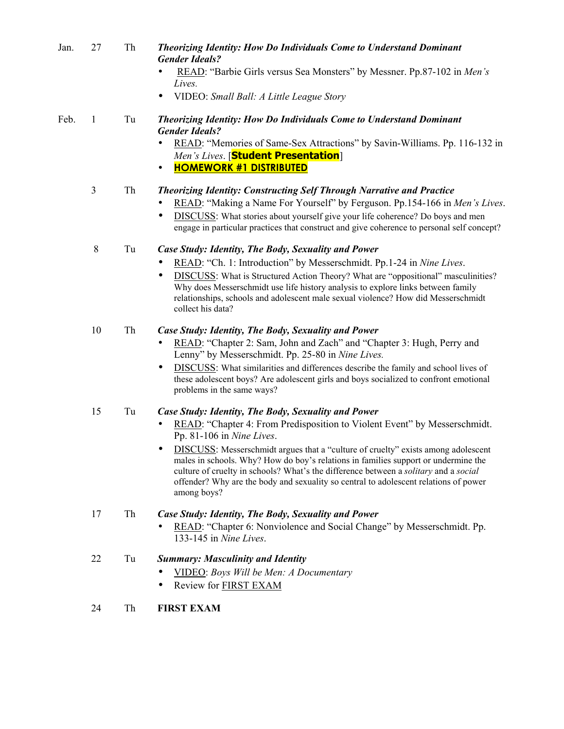Jan. 27 Th ***Theorizing Identity: How Do Individuals Come to Understand Dominant Gender Ideals?***

- READ: "Barbie Girls versus Sea Monsters" by Messner. Pp.87-102 in *Men's Lives.*
- VIDEO: *Small Ball: A Little League Story*

Feb. 1 Tu ***Theorizing Identity: How Do Individuals Come to Understand Dominant Gender Ideals?***

- READ: "Memories of Same-Sex Attractions" by Savin-Williams. Pp. 116-132 in *Men's Lives*. [**Student Presentation**]
- **HOMEWORK #1 DISTRIBUTED**

3 Th ***Theorizing Identity: Constructing Self Through Narrative and Practice***

- READ: "Making a Name For Yourself" by Ferguson. Pp.154-166 in *Men's Lives*.
- DISCUSS: What stories about yourself give your life coherence? Do boys and men engage in particular practices that construct and give coherence to personal self concept?

8 Tu ***Case Study: Identity, The Body, Sexuality and Power***

- READ: "Ch. 1: Introduction" by Messerschmidt. Pp.1-24 in *Nine Lives*.
- DISCUSS: What is Structured Action Theory? What are "oppositional" masculinities? Why does Messerschmidt use life history analysis to explore links between family relationships, schools and adolescent male sexual violence? How did Messerschmidt collect his data?

10 Th ***Case Study: Identity, The Body, Sexuality and Power***

- READ: "Chapter 2: Sam, John and Zach" and "Chapter 3: Hugh, Perry and Lenny" by Messerschmidt. Pp. 25-80 in *Nine Lives.*
- DISCUSS: What similarities and differences describe the family and school lives of these adolescent boys? Are adolescent girls and boys socialized to confront emotional problems in the same ways?

15 Tu ***Case Study: Identity, The Body, Sexuality and Power***

- READ: "Chapter 4: From Predisposition to Violent Event" by Messerschmidt. Pp. 81-106 in *Nine Lives*.
- DISCUSS: Messerschmidt argues that a "culture of cruelty" exists among adolescent males in schools. Why? How do boy's relations in families support or undermine the culture of cruelty in schools? What's the difference between a *solitary* and a *social* offender? Why are the body and sexuality so central to adolescent relations of power among boys?

17 Th ***Case Study: Identity, The Body, Sexuality and Power***

- READ: "Chapter 6: Nonviolence and Social Change" by Messerschmidt. Pp. 133-145 in *Nine Lives*.

22 Tu ***Summary: Masculinity and Identity***

- VIDEO: *Boys Will be Men: A Documentary*
- Review for FIRST EXAM

24 Th **FIRST EXAM**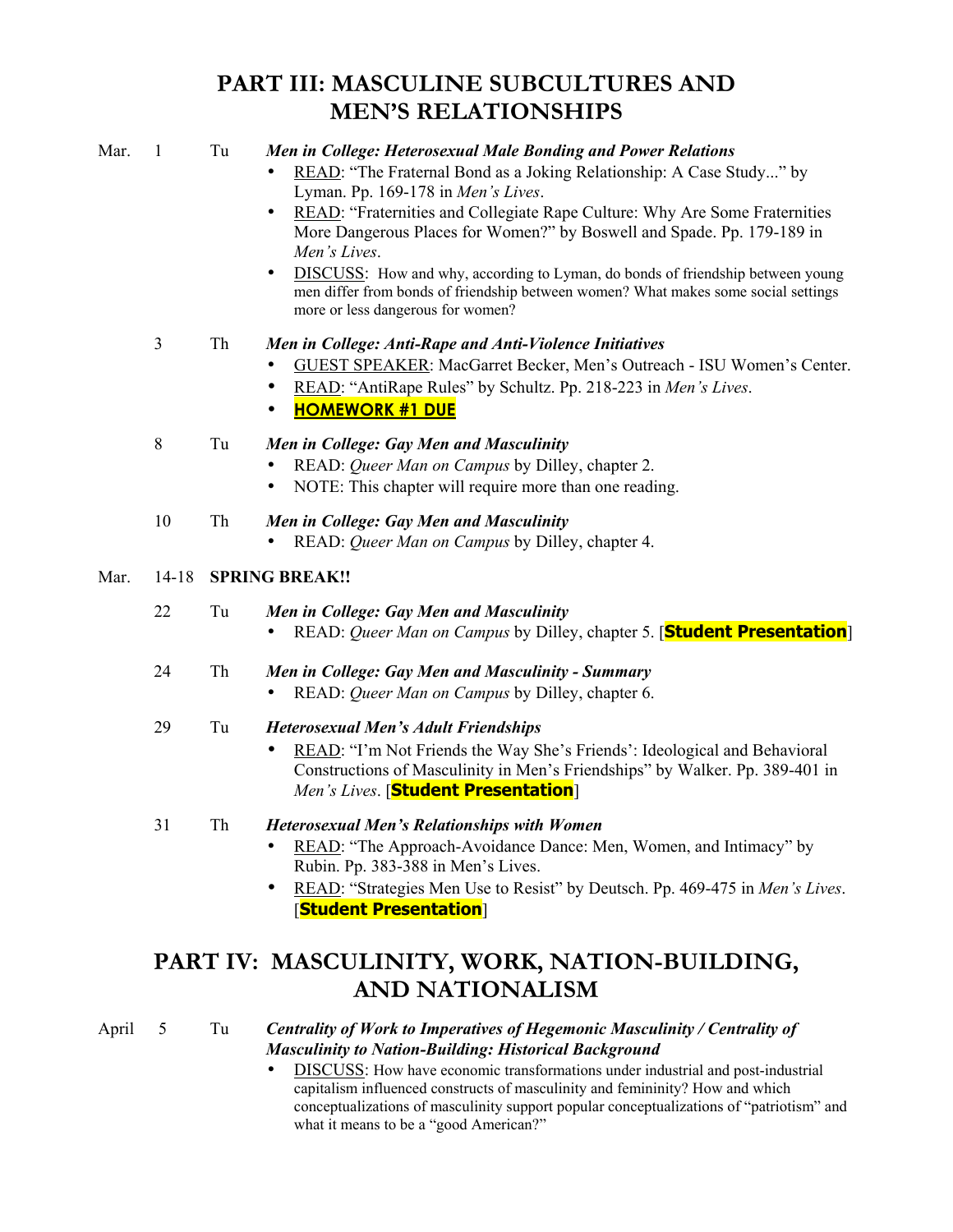# PART III: MASCULINE SUBCULTURES AND MEN'S RELATIONSHIPS

**Mar. 1 Tu** ***Men in College: Heterosexual Male Bonding and Power Relations***

- READ: "The Fraternal Bond as a Joking Relationship: A Case Study..." by Lyman. Pp. 169-178 in *Men's Lives*.
- READ: "Fraternities and Collegiate Rape Culture: Why Are Some Fraternities More Dangerous Places for Women?" by Boswell and Spade. Pp. 179-189 in *Men's Lives*.
- DISCUSS: How and why, according to Lyman, do bonds of friendship between young men differ from bonds of friendship between women? What makes some social settings more or less dangerous for women?

**3 Th** ***Men in College: Anti-Rape and Anti-Violence Initiatives***

- GUEST SPEAKER: MacGarret Becker, Men's Outreach - ISU Women's Center.
- READ: "AntiRape Rules" by Schultz. Pp. 218-223 in *Men's Lives*.
- **HOMEWORK #1 DUE**

**8 Tu** ***Men in College: Gay Men and Masculinity***

- READ: *Queer Man on Campus* by Dilley, chapter 2.
- NOTE: This chapter will require more than one reading.

**10 Th** ***Men in College: Gay Men and Masculinity***

- READ: *Queer Man on Campus* by Dilley, chapter 4.

**Mar. 14-18 SPRING BREAK!!**

**22 Tu** ***Men in College: Gay Men and Masculinity***

- READ: *Queer Man on Campus* by Dilley, chapter 5. [**Student Presentation**]

**24 Th** ***Men in College: Gay Men and Masculinity - Summary***

- READ: *Queer Man on Campus* by Dilley, chapter 6.

**29 Tu** ***Heterosexual Men's Adult Friendships***

- READ: "I'm Not Friends the Way She's Friends': Ideological and Behavioral Constructions of Masculinity in Men's Friendships" by Walker. Pp. 389-401 in *Men's Lives*. [**Student Presentation**]

**31 Th** ***Heterosexual Men's Relationships with Women***

- READ: "The Approach-Avoidance Dance: Men, Women, and Intimacy" by Rubin. Pp. 383-388 in Men's Lives.
- READ: "Strategies Men Use to Resist" by Deutsch. Pp. 469-475 in *Men's Lives*. [**Student Presentation**]

# PART IV: MASCULINITY, WORK, NATION-BUILDING, AND NATIONALISM

**April 5 Tu** ***Centrality of Work to Imperatives of Hegemonic Masculinity / Centrality of Masculinity to Nation-Building: Historical Background***

- DISCUSS: How have economic transformations under industrial and post-industrial capitalism influenced constructs of masculinity and femininity? How and which conceptualizations of masculinity support popular conceptualizations of "patriotism" and what it means to be a "good American?"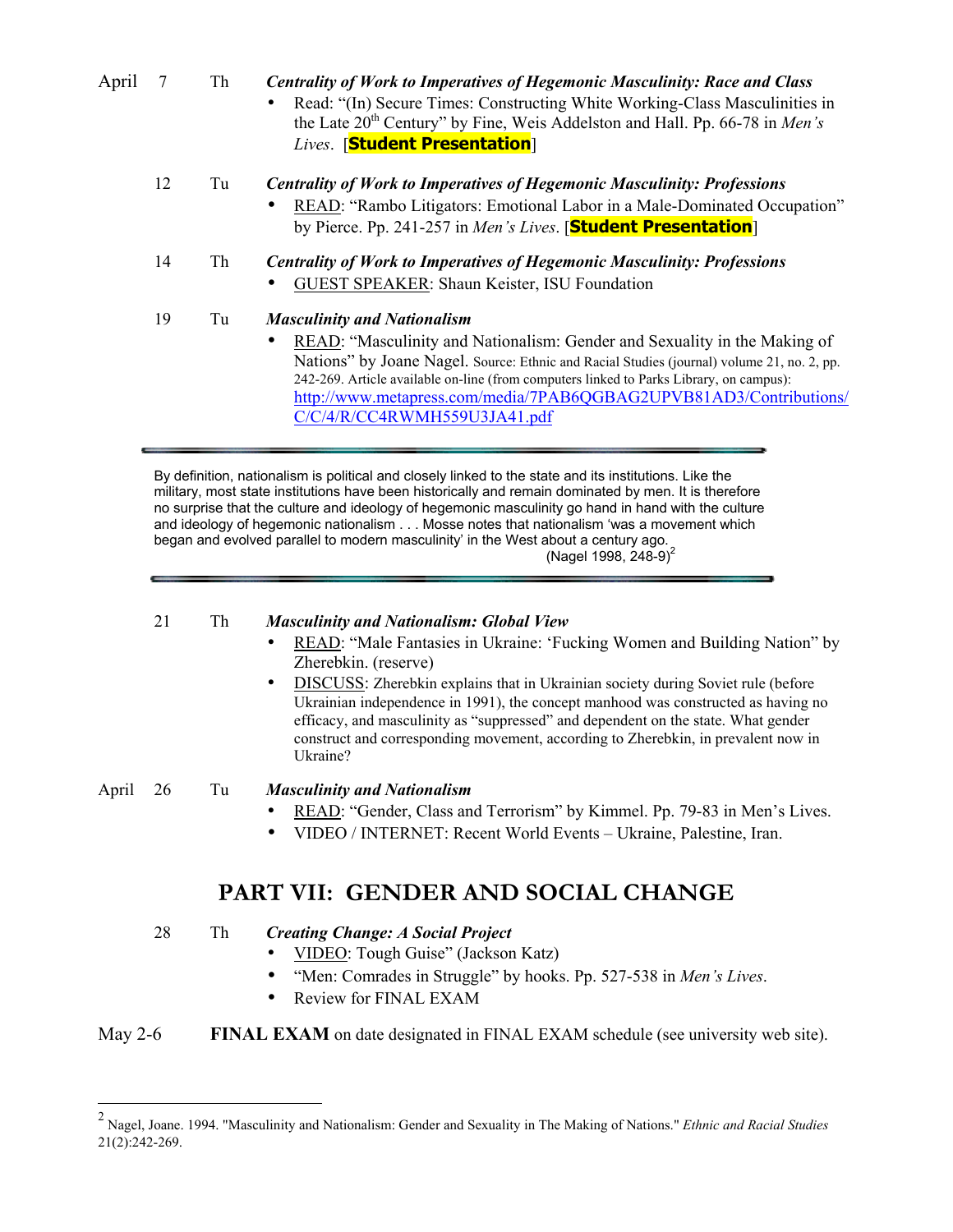April 7 Th ***Centrality of Work to Imperatives of Hegemonic Masculinity: Race and Class***

- Read: "(In) Secure Times: Constructing White Working-Class Masculinities in the Late 20th Century" by Fine, Weis Addelston and Hall. Pp. 66-78 in *Men's Lives*. [**Student Presentation**]

12 Tu ***Centrality of Work to Imperatives of Hegemonic Masculinity: Professions***

- READ: "Rambo Litigators: Emotional Labor in a Male-Dominated Occupation" by Pierce. Pp. 241-257 in *Men's Lives*. [**Student Presentation**]

14 Th ***Centrality of Work to Imperatives of Hegemonic Masculinity: Professions***

- GUEST SPEAKER: Shaun Keister, ISU Foundation

19 Tu ***Masculinity and Nationalism***

- READ: "Masculinity and Nationalism: Gender and Sexuality in the Making of Nations" by Joane Nagel. Source: Ethnic and Racial Studies (journal) volume 21, no. 2, pp. 242-269. Article available on-line (from computers linked to Parks Library, on campus): http://www.metapress.com/media/7PAB6QGBAG2UPVB81AD3/Contributions/C/C/4/R/CC4RWMH559U3JA41.pdf

---

By definition, nationalism is political and closely linked to the state and its institutions. Like the military, most state institutions have been historically and remain dominated by men. It is therefore no surprise that the culture and ideology of hegemonic masculinity go hand in hand with the culture and ideology of hegemonic nationalism . . . Mosse notes that nationalism 'was a movement which began and evolved parallel to modern masculinity' in the West about a century ago.

(Nagel 1998, 248-9)[2]

---

21 Th ***Masculinity and Nationalism: Global View***

- READ: "Male Fantasies in Ukraine: 'Fucking Women and Building Nation" by Zherebkin. (reserve)
- DISCUSS: Zherebkin explains that in Ukrainian society during Soviet rule (before Ukrainian independence in 1991), the concept manhood was constructed as having no efficacy, and masculinity as "suppressed" and dependent on the state. What gender construct and corresponding movement, according to Zherebkin, in prevalent now in Ukraine?

April 26 Tu ***Masculinity and Nationalism***

- READ: "Gender, Class and Terrorism" by Kimmel. Pp. 79-83 in Men's Lives.
- VIDEO / INTERNET: Recent World Events – Ukraine, Palestine, Iran.

## PART VII: GENDER AND SOCIAL CHANGE

28 Th ***Creating Change: A Social Project***

- VIDEO: Tough Guise" (Jackson Katz)
- "Men: Comrades in Struggle" by hooks. Pp. 527-538 in *Men's Lives*.
- Review for FINAL EXAM

May 2-6 **FINAL EXAM** on date designated in FINAL EXAM schedule (see university web site).

---

[2] Nagel, Joane. 1994. "Masculinity and Nationalism: Gender and Sexuality in The Making of Nations." *Ethnic and Racial Studies* 21(2):242-269.